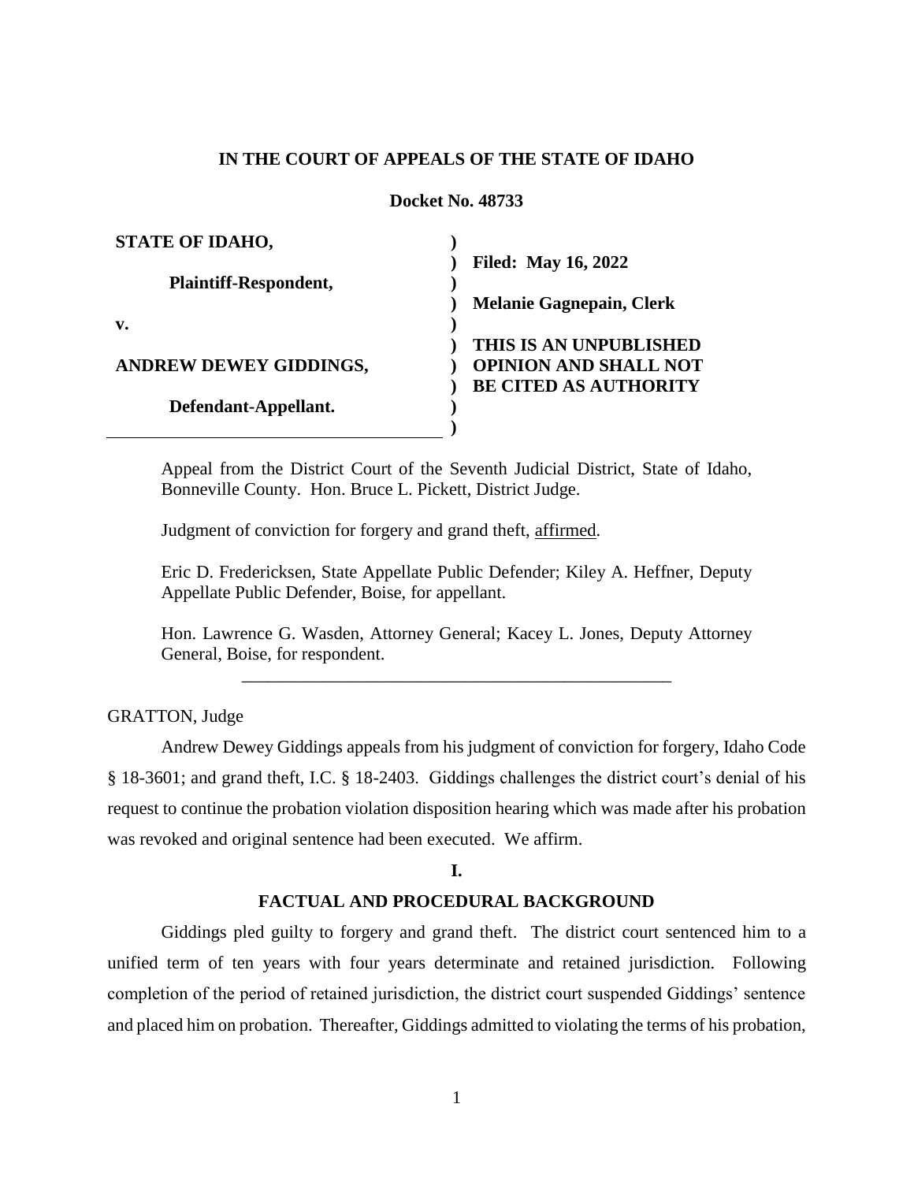**IN THE COURT OF APPEALS OF THE STATE OF IDAHO**

**Docket No. 48733**

| | |
|---|---|
| **STATE OF IDAHO,** | |
| **Plaintiff-Respondent,** | **Filed: May 16, 2022** |
| **v.** | **Melanie Gagnepain, Clerk** |
| **ANDREW DEWEY GIDDINGS,** | **THIS IS AN UNPUBLISHED OPINION AND SHALL NOT BE CITED AS AUTHORITY** |
| **Defendant-Appellant.** | |

Appeal from the District Court of the Seventh Judicial District, State of Idaho, Bonneville County. Hon. Bruce L. Pickett, District Judge.

Judgment of conviction for forgery and grand theft, affirmed.

Eric D. Fredericksen, State Appellate Public Defender; Kiley A. Heffner, Deputy Appellate Public Defender, Boise, for appellant.

Hon. Lawrence G. Wasden, Attorney General; Kacey L. Jones, Deputy Attorney General, Boise, for respondent.

---

GRATTON, Judge

Andrew Dewey Giddings appeals from his judgment of conviction for forgery, Idaho Code § 18-3601; and grand theft, I.C. § 18-2403. Giddings challenges the district court's denial of his request to continue the probation violation disposition hearing which was made after his probation was revoked and original sentence had been executed. We affirm.

## I.

## FACTUAL AND PROCEDURAL BACKGROUND

Giddings pled guilty to forgery and grand theft. The district court sentenced him to a unified term of ten years with four years determinate and retained jurisdiction. Following completion of the period of retained jurisdiction, the district court suspended Giddings' sentence and placed him on probation. Thereafter, Giddings admitted to violating the terms of his probation,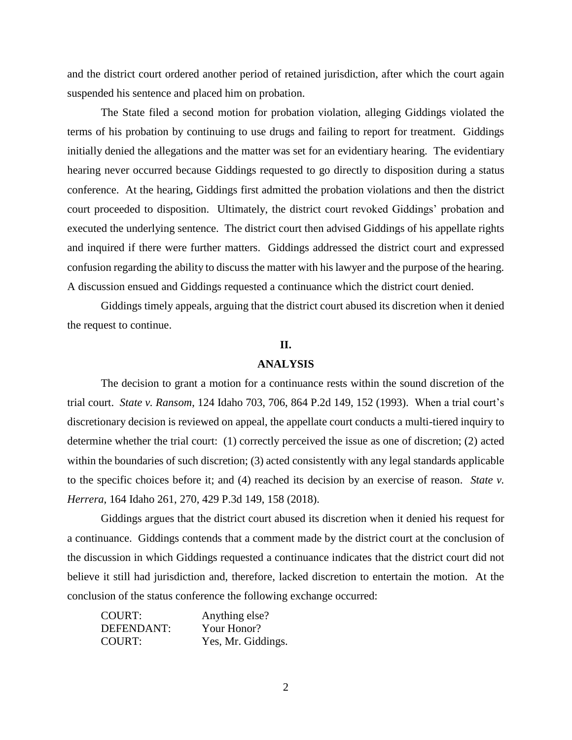and the district court ordered another period of retained jurisdiction, after which the court again suspended his sentence and placed him on probation.

The State filed a second motion for probation violation, alleging Giddings violated the terms of his probation by continuing to use drugs and failing to report for treatment. Giddings initially denied the allegations and the matter was set for an evidentiary hearing. The evidentiary hearing never occurred because Giddings requested to go directly to disposition during a status conference. At the hearing, Giddings first admitted the probation violations and then the district court proceeded to disposition. Ultimately, the district court revoked Giddings' probation and executed the underlying sentence. The district court then advised Giddings of his appellate rights and inquired if there were further matters. Giddings addressed the district court and expressed confusion regarding the ability to discuss the matter with his lawyer and the purpose of the hearing. A discussion ensued and Giddings requested a continuance which the district court denied.

Giddings timely appeals, arguing that the district court abused its discretion when it denied the request to continue.

## II.

## ANALYSIS

The decision to grant a motion for a continuance rests within the sound discretion of the trial court. *State v. Ransom*, 124 Idaho 703, 706, 864 P.2d 149, 152 (1993). When a trial court's discretionary decision is reviewed on appeal, the appellate court conducts a multi-tiered inquiry to determine whether the trial court: (1) correctly perceived the issue as one of discretion; (2) acted within the boundaries of such discretion; (3) acted consistently with any legal standards applicable to the specific choices before it; and (4) reached its decision by an exercise of reason. *State v. Herrera*, 164 Idaho 261, 270, 429 P.3d 149, 158 (2018).

Giddings argues that the district court abused its discretion when it denied his request for a continuance. Giddings contends that a comment made by the district court at the conclusion of the discussion in which Giddings requested a continuance indicates that the district court did not believe it still had jurisdiction and, therefore, lacked discretion to entertain the motion. At the conclusion of the status conference the following exchange occurred:

> COURT: Anything else?
> DEFENDANT: Your Honor?
> COURT: Yes, Mr. Giddings.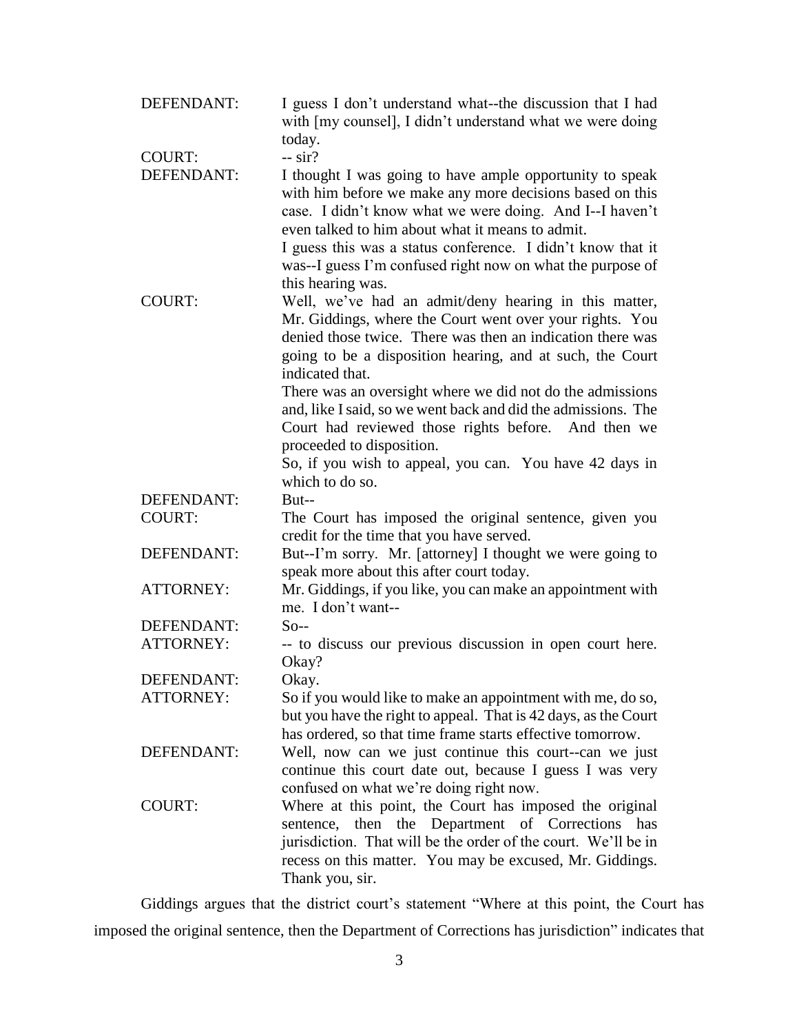| | |
|---|---|
| DEFENDANT: | I guess I don't understand what--the discussion that I had with [my counsel], I didn't understand what we were doing today. |
| COURT: | -- sir? |
| DEFENDANT: | I thought I was going to have ample opportunity to speak with him before we make any more decisions based on this case. I didn't know what we were doing. And I--I haven't even talked to him about what it means to admit.<br>I guess this was a status conference. I didn't know that it was--I guess I'm confused right now on what the purpose of this hearing was. |
| COURT: | Well, we've had an admit/deny hearing in this matter, Mr. Giddings, where the Court went over your rights. You denied those twice. There was then an indication there was going to be a disposition hearing, and at such, the Court indicated that.<br>There was an oversight where we did not do the admissions and, like I said, so we went back and did the admissions. The Court had reviewed those rights before. And then we proceeded to disposition.<br>So, if you wish to appeal, you can. You have 42 days in which to do so. |
| DEFENDANT: | But-- |
| COURT: | The Court has imposed the original sentence, given you credit for the time that you have served. |
| DEFENDANT: | But--I'm sorry. Mr. [attorney] I thought we were going to speak more about this after court today. |
| ATTORNEY: | Mr. Giddings, if you like, you can make an appointment with me. I don't want-- |
| DEFENDANT: | So-- |
| ATTORNEY: | -- to discuss our previous discussion in open court here. Okay? |
| DEFENDANT: | Okay. |
| ATTORNEY: | So if you would like to make an appointment with me, do so, but you have the right to appeal. That is 42 days, as the Court has ordered, so that time frame starts effective tomorrow. |
| DEFENDANT: | Well, now can we just continue this court--can we just continue this court date out, because I guess I was very confused on what we're doing right now. |
| COURT: | Where at this point, the Court has imposed the original sentence, then the Department of Corrections has jurisdiction. That will be the order of the court. We'll be in recess on this matter. You may be excused, Mr. Giddings. Thank you, sir. |

Giddings argues that the district court's statement "Where at this point, the Court has imposed the original sentence, then the Department of Corrections has jurisdiction" indicates that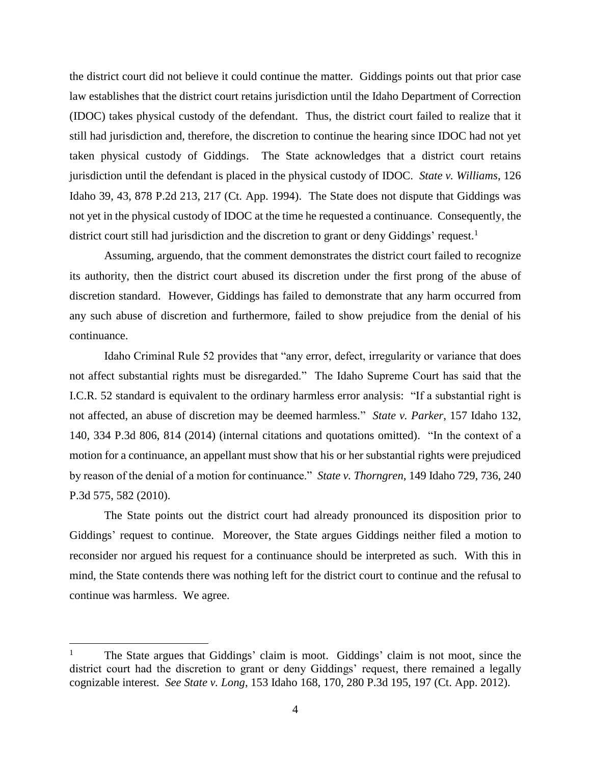the district court did not believe it could continue the matter. Giddings points out that prior case law establishes that the district court retains jurisdiction until the Idaho Department of Correction (IDOC) takes physical custody of the defendant. Thus, the district court failed to realize that it still had jurisdiction and, therefore, the discretion to continue the hearing since IDOC had not yet taken physical custody of Giddings. The State acknowledges that a district court retains jurisdiction until the defendant is placed in the physical custody of IDOC. *State v. Williams*, 126 Idaho 39, 43, 878 P.2d 213, 217 (Ct. App. 1994). The State does not dispute that Giddings was not yet in the physical custody of IDOC at the time he requested a continuance. Consequently, the district court still had jurisdiction and the discretion to grant or deny Giddings' request.[1]

Assuming, arguendo, that the comment demonstrates the district court failed to recognize its authority, then the district court abused its discretion under the first prong of the abuse of discretion standard. However, Giddings has failed to demonstrate that any harm occurred from any such abuse of discretion and furthermore, failed to show prejudice from the denial of his continuance.

Idaho Criminal Rule 52 provides that "any error, defect, irregularity or variance that does not affect substantial rights must be disregarded." The Idaho Supreme Court has said that the I.C.R. 52 standard is equivalent to the ordinary harmless error analysis: "If a substantial right is not affected, an abuse of discretion may be deemed harmless." *State v. Parker*, 157 Idaho 132, 140, 334 P.3d 806, 814 (2014) (internal citations and quotations omitted). "In the context of a motion for a continuance, an appellant must show that his or her substantial rights were prejudiced by reason of the denial of a motion for continuance." *State v. Thorngren*, 149 Idaho 729, 736, 240 P.3d 575, 582 (2010).

The State points out the district court had already pronounced its disposition prior to Giddings' request to continue. Moreover, the State argues Giddings neither filed a motion to reconsider nor argued his request for a continuance should be interpreted as such. With this in mind, the State contends there was nothing left for the district court to continue and the refusal to continue was harmless. We agree.

---

[1] The State argues that Giddings' claim is moot. Giddings' claim is not moot, since the district court had the discretion to grant or deny Giddings' request, there remained a legally cognizable interest. *See State v. Long*, 153 Idaho 168, 170, 280 P.3d 195, 197 (Ct. App. 2012).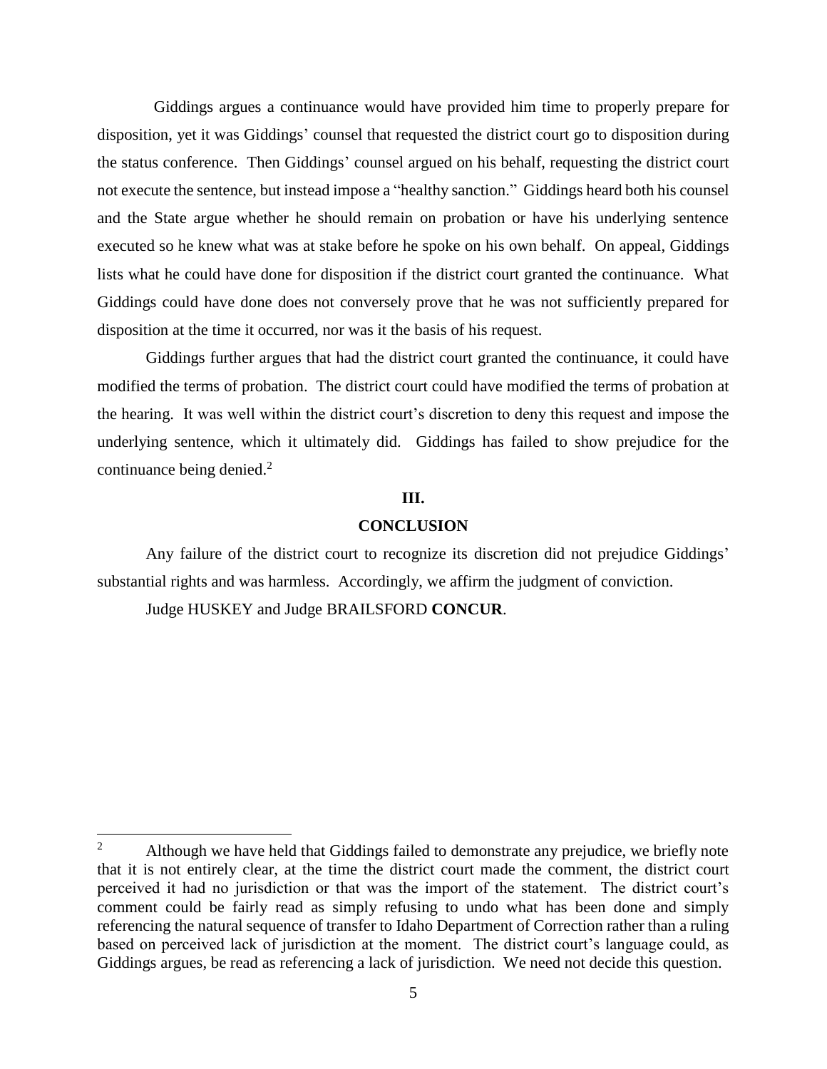Giddings argues a continuance would have provided him time to properly prepare for disposition, yet it was Giddings' counsel that requested the district court go to disposition during the status conference. Then Giddings' counsel argued on his behalf, requesting the district court not execute the sentence, but instead impose a "healthy sanction." Giddings heard both his counsel and the State argue whether he should remain on probation or have his underlying sentence executed so he knew what was at stake before he spoke on his own behalf. On appeal, Giddings lists what he could have done for disposition if the district court granted the continuance. What Giddings could have done does not conversely prove that he was not sufficiently prepared for disposition at the time it occurred, nor was it the basis of his request.

Giddings further argues that had the district court granted the continuance, it could have modified the terms of probation. The district court could have modified the terms of probation at the hearing. It was well within the district court's discretion to deny this request and impose the underlying sentence, which it ultimately did. Giddings has failed to show prejudice for the continuance being denied.[2]

## III.

## CONCLUSION

Any failure of the district court to recognize its discretion did not prejudice Giddings' substantial rights and was harmless. Accordingly, we affirm the judgment of conviction.

Judge HUSKEY and Judge BRAILSFORD **CONCUR**.

---

[2] Although we have held that Giddings failed to demonstrate any prejudice, we briefly note that it is not entirely clear, at the time the district court made the comment, the district court perceived it had no jurisdiction or that was the import of the statement. The district court's comment could be fairly read as simply refusing to undo what has been done and simply referencing the natural sequence of transfer to Idaho Department of Correction rather than a ruling based on perceived lack of jurisdiction at the moment. The district court's language could, as Giddings argues, be read as referencing a lack of jurisdiction. We need not decide this question.